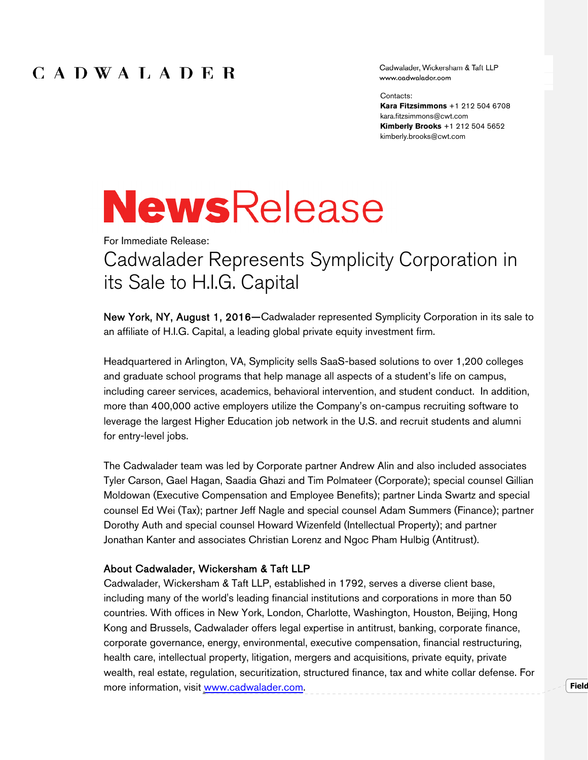CADWALADER

Cadwalader, Wickersham & Taft LLP
www.cadwalader.com

Contacts:
**Kara Fitzsimmons** +1 212 504 6708
kara.fitzsimmons@cwt.com
**Kimberly Brooks** +1 212 504 5652
kimberly.brooks@cwt.com

# NewsRelease

For Immediate Release:

## Cadwalader Represents Symplicity Corporation in its Sale to H.I.G. Capital

New York, NY, August 1, 2016—Cadwalader represented Symplicity Corporation in its sale to an affiliate of H.I.G. Capital, a leading global private equity investment firm.

Headquartered in Arlington, VA, Symplicity sells SaaS-based solutions to over 1,200 colleges and graduate school programs that help manage all aspects of a student's life on campus, including career services, academics, behavioral intervention, and student conduct. In addition, more than 400,000 active employers utilize the Company's on-campus recruiting software to leverage the largest Higher Education job network in the U.S. and recruit students and alumni for entry-level jobs.

The Cadwalader team was led by Corporate partner Andrew Alin and also included associates Tyler Carson, Gael Hagan, Saadia Ghazi and Tim Polmateer (Corporate); special counsel Gillian Moldowan (Executive Compensation and Employee Benefits); partner Linda Swartz and special counsel Ed Wei (Tax); partner Jeff Nagle and special counsel Adam Summers (Finance); partner Dorothy Auth and special counsel Howard Wizenfeld (Intellectual Property); and partner Jonathan Kanter and associates Christian Lorenz and Ngoc Pham Hulbig (Antitrust).

### About Cadwalader, Wickersham & Taft LLP

Cadwalader, Wickersham & Taft LLP, established in 1792, serves a diverse client base, including many of the world's leading financial institutions and corporations in more than 50 countries. With offices in New York, London, Charlotte, Washington, Houston, Beijing, Hong Kong and Brussels, Cadwalader offers legal expertise in antitrust, banking, corporate finance, corporate governance, energy, environmental, executive compensation, financial restructuring, health care, intellectual property, litigation, mergers and acquisitions, private equity, private wealth, real estate, regulation, securitization, structured finance, tax and white collar defense. For more information, visit www.cadwalader.com.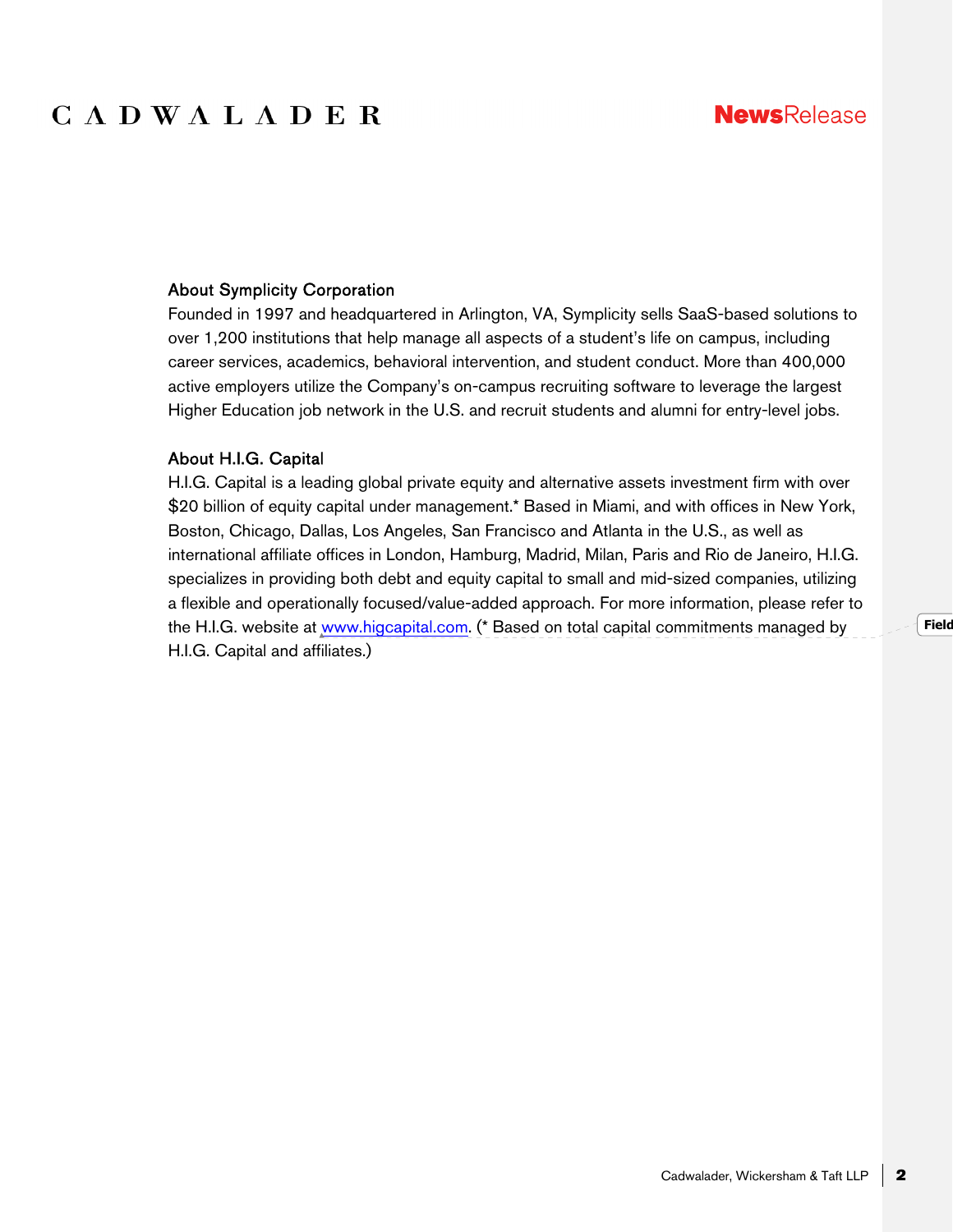**About Symplicity Corporation**

Founded in 1997 and headquartered in Arlington, VA, Symplicity sells SaaS-based solutions to over 1,200 institutions that help manage all aspects of a student's life on campus, including career services, academics, behavioral intervention, and student conduct. More than 400,000 active employers utilize the Company's on-campus recruiting software to leverage the largest Higher Education job network in the U.S. and recruit students and alumni for entry-level jobs.

**About H.I.G. Capital**

H.I.G. Capital is a leading global private equity and alternative assets investment firm with over $20 billion of equity capital under management.* Based in Miami, and with offices in New York, Boston, Chicago, Dallas, Los Angeles, San Francisco and Atlanta in the U.S., as well as international affiliate offices in London, Hamburg, Madrid, Milan, Paris and Rio de Janeiro, H.I.G. specializes in providing both debt and equity capital to small and mid-sized companies, utilizing a flexible and operationally focused/value-added approach. For more information, please refer to the H.I.G. website at www.higcapital.com. (* Based on total capital commitments managed by H.I.G. Capital and affiliates.)